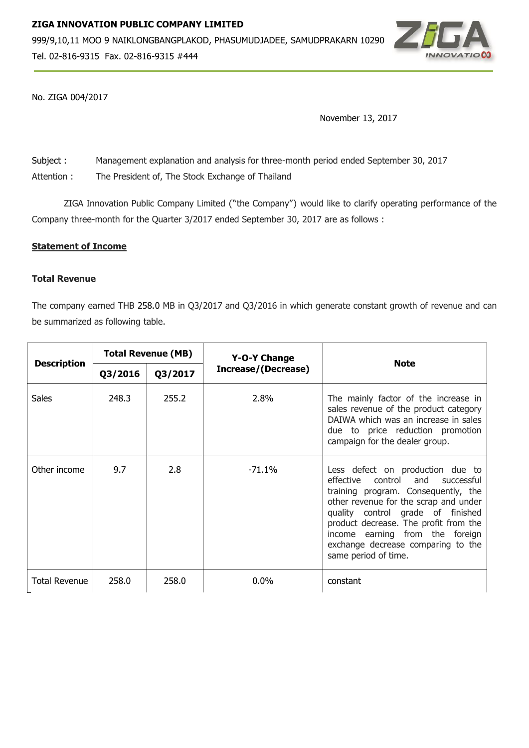**ZIGA INNOVATION PUBLIC COMPANY LIMITED**

999/9,10,11 MOO 9 NAIKLONGBANGPLAKOD, PHASUMUDJADEE, SAMUDPRAKARN 10290

Tel. 02-816-9315 Fax. 02-816-9315 #444

No. ZIGA 004/2017

November 13, 2017

Subject : Management explanation and analysis for three-month period ended September 30, 2017

Attention : The President of, The Stock Exchange of Thailand

ZIGA Innovation Public Company Limited ("the Company") would like to clarify operating performance of the Company three-month for the Quarter 3/2017 ended September 30, 2017 are as follows :

**Statement of Income**

**Total Revenue**

The company earned THB 258.0 MB in Q3/2017 and Q3/2016 in which generate constant growth of revenue and can be summarized as following table.

| Description | Total Revenue (MB) | | Y-O-Y Change Increase/(Decrease) | Note |
|---|---|---|---|---|
| | Q3/2016 | Q3/2017 | | |
| Sales | 248.3 | 255.2 | 2.8% | The mainly factor of the increase in sales revenue of the product category DAIWA which was an increase in sales due to price reduction promotion campaign for the dealer group. |
| Other income | 9.7 | 2.8 | -71.1% | Less defect on production due to effective control and successful training program. Consequently, the other revenue for the scrap and under quality control grade of finished product decrease. The profit from the income earning from the foreign exchange decrease comparing to the same period of time. |
| Total Revenue | 258.0 | 258.0 | 0.0% | constant |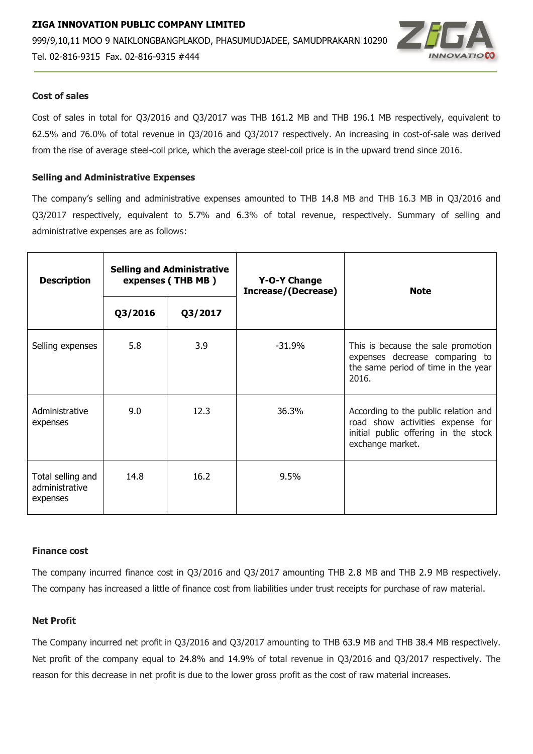**ZIGA INNOVATION PUBLIC COMPANY LIMITED**

999/9,10,11 MOO 9 NAIKLONGBANGPLAKOD, PHASUMUDJADEE, SAMUDPRAKARN 10290

Tel. 02-816-9315 Fax. 02-816-9315 #444

**Cost of sales**

Cost of sales in total for Q3/2016 and Q3/2017 was THB 161.2 MB and THB 196.1 MB respectively, equivalent to 62.5% and 76.0% of total revenue in Q3/2016 and Q3/2017 respectively. An increasing in cost-of-sale was derived from the rise of average steel-coil price, which the average steel-coil price is in the upward trend since 2016.

**Selling and Administrative Expenses**

The company's selling and administrative expenses amounted to THB 14.8 MB and THB 16.3 MB in Q3/2016 and Q3/2017 respectively, equivalent to 5.7% and 6.3% of total revenue, respectively. Summary of selling and administrative expenses are as follows:

| Description | Selling and Administrative expenses ( THB MB ) | | Y-O-Y Change Increase/(Decrease) | Note |
|---|---|---|---|---|
| | Q3/2016 | Q3/2017 | | |
| Selling expenses | 5.8 | 3.9 | -31.9% | This is because the sale promotion expenses decrease comparing to the same period of time in the year 2016. |
| Administrative expenses | 9.0 | 12.3 | 36.3% | According to the public relation and road show activities expense for initial public offering in the stock exchange market. |
| Total selling and administrative expenses | 14.8 | 16.2 | 9.5% | |

**Finance cost**

The company incurred finance cost in Q3/2016 and Q3/2017 amounting THB 2.8 MB and THB 2.9 MB respectively. The company has increased a little of finance cost from liabilities under trust receipts for purchase of raw material.

**Net Profit**

The Company incurred net profit in Q3/2016 and Q3/2017 amounting to THB 63.9 MB and THB 38.4 MB respectively. Net profit of the company equal to 24.8% and 14.9% of total revenue in Q3/2016 and Q3/2017 respectively. The reason for this decrease in net profit is due to the lower gross profit as the cost of raw material increases.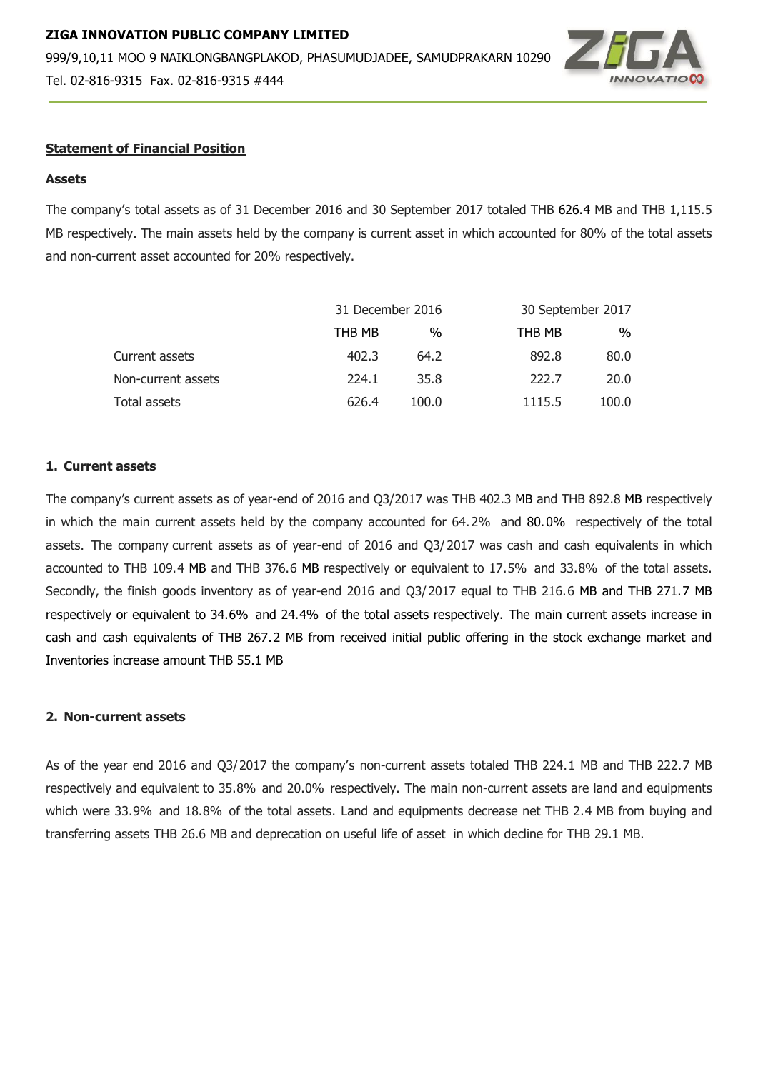**ZIGA INNOVATION PUBLIC COMPANY LIMITED**

999/9,10,11 MOO 9 NAIKLONGBANGPLAKOD, PHASUMUDJADEE, SAMUDPRAKARN 10290

Tel. 02-816-9315 Fax. 02-816-9315 #444

## Statement of Financial Position

### Assets

The company's total assets as of 31 December 2016 and 30 September 2017 totaled THB 626.4 MB and THB 1,115.5 MB respectively. The main assets held by the company is current asset in which accounted for 80% of the total assets and non-current asset accounted for 20% respectively.

| | 31 December 2016 | | 30 September 2017 | |
|---|---|---|---|---|
| | THB MB | % | THB MB | % |
| Current assets | 402.3 | 64.2 | 892.8 | 80.0 |
| Non-current assets | 224.1 | 35.8 | 222.7 | 20.0 |
| Total assets | 626.4 | 100.0 | 1115.5 | 100.0 |

### 1. Current assets

The company's current assets as of year-end of 2016 and Q3/2017 was THB 402.3 MB and THB 892.8 MB respectively in which the main current assets held by the company accounted for 64.2% and 80.0% respectively of the total assets. The company current assets as of year-end of 2016 and Q3/2017 was cash and cash equivalents in which accounted to THB 109.4 MB and THB 376.6 MB respectively or equivalent to 17.5% and 33.8% of the total assets. Secondly, the finish goods inventory as of year-end 2016 and Q3/2017 equal to THB 216.6 MB and THB 271.7 MB respectively or equivalent to 34.6% and 24.4% of the total assets respectively. The main current assets increase in cash and cash equivalents of THB 267.2 MB from received initial public offering in the stock exchange market and Inventories increase amount THB 55.1 MB

### 2. Non-current assets

As of the year end 2016 and Q3/2017 the company's non-current assets totaled THB 224.1 MB and THB 222.7 MB respectively and equivalent to 35.8% and 20.0% respectively. The main non-current assets are land and equipments which were 33.9% and 18.8% of the total assets. Land and equipments decrease net THB 2.4 MB from buying and transferring assets THB 26.6 MB and deprecation on useful life of asset in which decline for THB 29.1 MB.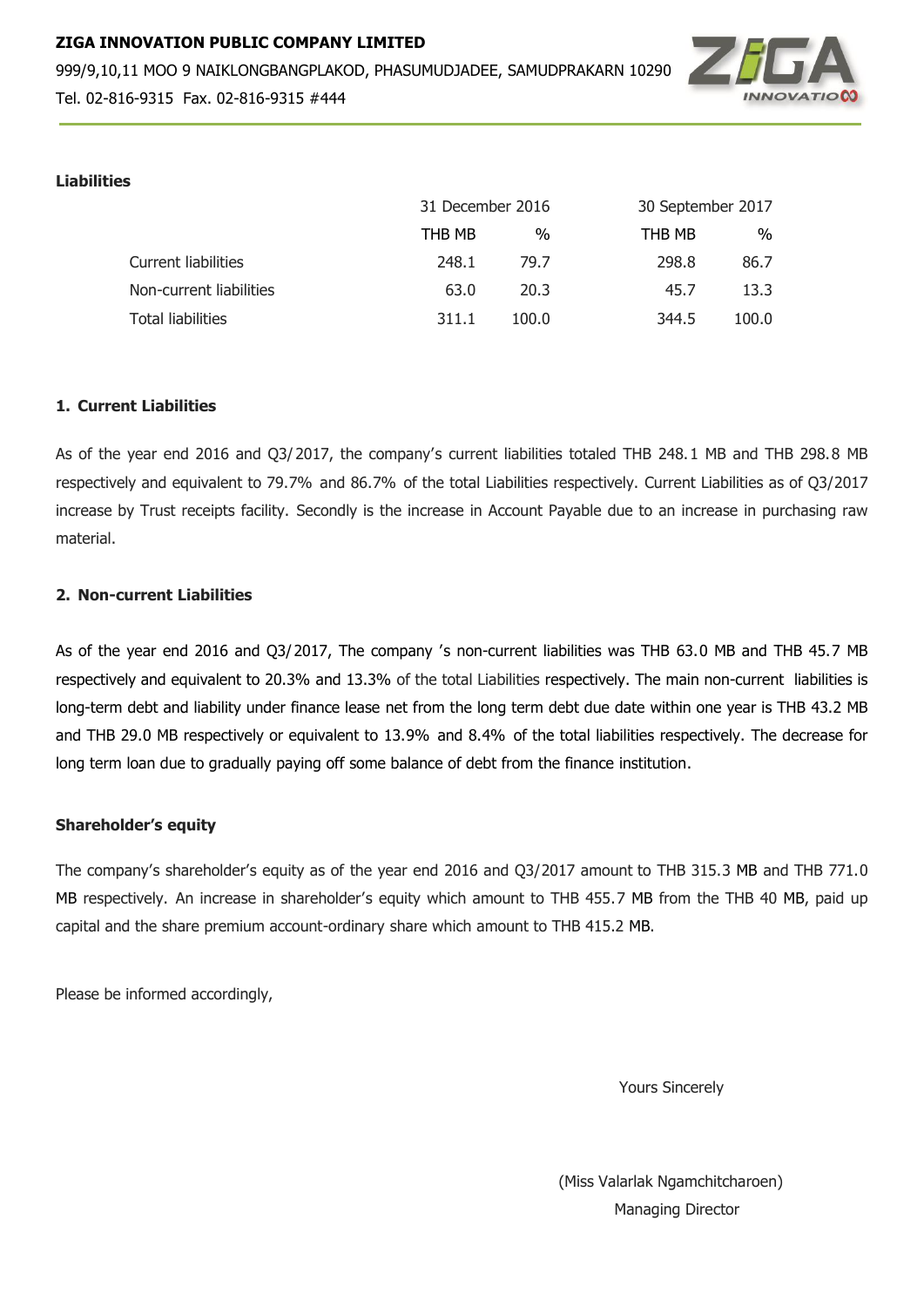**Liabilities**

| | 31 December 2016 | | 30 September 2017 | |
|---|---|---|---|---|
| | THB MB | % | THB MB | % |
| Current liabilities | 248.1 | 79.7 | 298.8 | 86.7 |
| Non-current liabilities | 63.0 | 20.3 | 45.7 | 13.3 |
| Total liabilities | 311.1 | 100.0 | 344.5 | 100.0 |

**1. Current Liabilities**

As of the year end 2016 and Q3/2017, the company's current liabilities totaled THB 248.1 MB and THB 298.8 MB respectively and equivalent to 79.7% and 86.7% of the total Liabilities respectively. Current Liabilities as of Q3/2017 increase by Trust receipts facility. Secondly is the increase in Account Payable due to an increase in purchasing raw material.

**2. Non-current Liabilities**

As of the year end 2016 and Q3/2017, The company 's non-current liabilities was THB 63.0 MB and THB 45.7 MB respectively and equivalent to 20.3% and 13.3% of the total Liabilities respectively. The main non-current liabilities is long-term debt and liability under finance lease net from the long term debt due date within one year is THB 43.2 MB and THB 29.0 MB respectively or equivalent to 13.9% and 8.4% of the total liabilities respectively. The decrease for long term loan due to gradually paying off some balance of debt from the finance institution.

**Shareholder's equity**

The company's shareholder's equity as of the year end 2016 and Q3/2017 amount to THB 315.3 MB and THB 771.0 MB respectively. An increase in shareholder's equity which amount to THB 455.7 MB from the THB 40 MB, paid up capital and the share premium account-ordinary share which amount to THB 415.2 MB.

Please be informed accordingly,

Yours Sincerely

(Miss Valarlak Ngamchitcharoen)
Managing Director